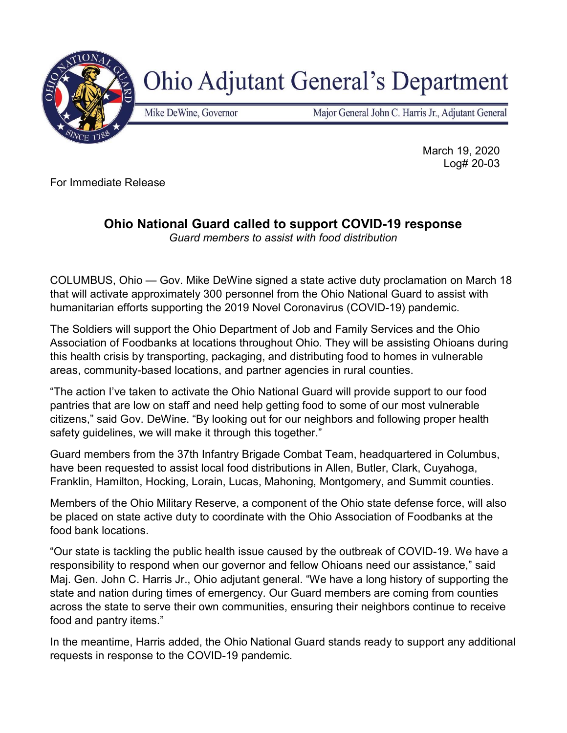# Ohio Adjutant General's Department

Mike DeWine, Governor | Major General John C. Harris Jr., Adjutant General

March 19, 2020
Log# 20-03

For Immediate Release

## Ohio National Guard called to support COVID-19 response

*Guard members to assist with food distribution*

COLUMBUS, Ohio — Gov. Mike DeWine signed a state active duty proclamation on March 18 that will activate approximately 300 personnel from the Ohio National Guard to assist with humanitarian efforts supporting the 2019 Novel Coronavirus (COVID-19) pandemic.

The Soldiers will support the Ohio Department of Job and Family Services and the Ohio Association of Foodbanks at locations throughout Ohio. They will be assisting Ohioans during this health crisis by transporting, packaging, and distributing food to homes in vulnerable areas, community-based locations, and partner agencies in rural counties.

"The action I've taken to activate the Ohio National Guard will provide support to our food pantries that are low on staff and need help getting food to some of our most vulnerable citizens," said Gov. DeWine. "By looking out for our neighbors and following proper health safety guidelines, we will make it through this together."

Guard members from the 37th Infantry Brigade Combat Team, headquartered in Columbus, have been requested to assist local food distributions in Allen, Butler, Clark, Cuyahoga, Franklin, Hamilton, Hocking, Lorain, Lucas, Mahoning, Montgomery, and Summit counties.

Members of the Ohio Military Reserve, a component of the Ohio state defense force, will also be placed on state active duty to coordinate with the Ohio Association of Foodbanks at the food bank locations.

"Our state is tackling the public health issue caused by the outbreak of COVID-19. We have a responsibility to respond when our governor and fellow Ohioans need our assistance," said Maj. Gen. John C. Harris Jr., Ohio adjutant general. "We have a long history of supporting the state and nation during times of emergency. Our Guard members are coming from counties across the state to serve their own communities, ensuring their neighbors continue to receive food and pantry items."

In the meantime, Harris added, the Ohio National Guard stands ready to support any additional requests in response to the COVID-19 pandemic.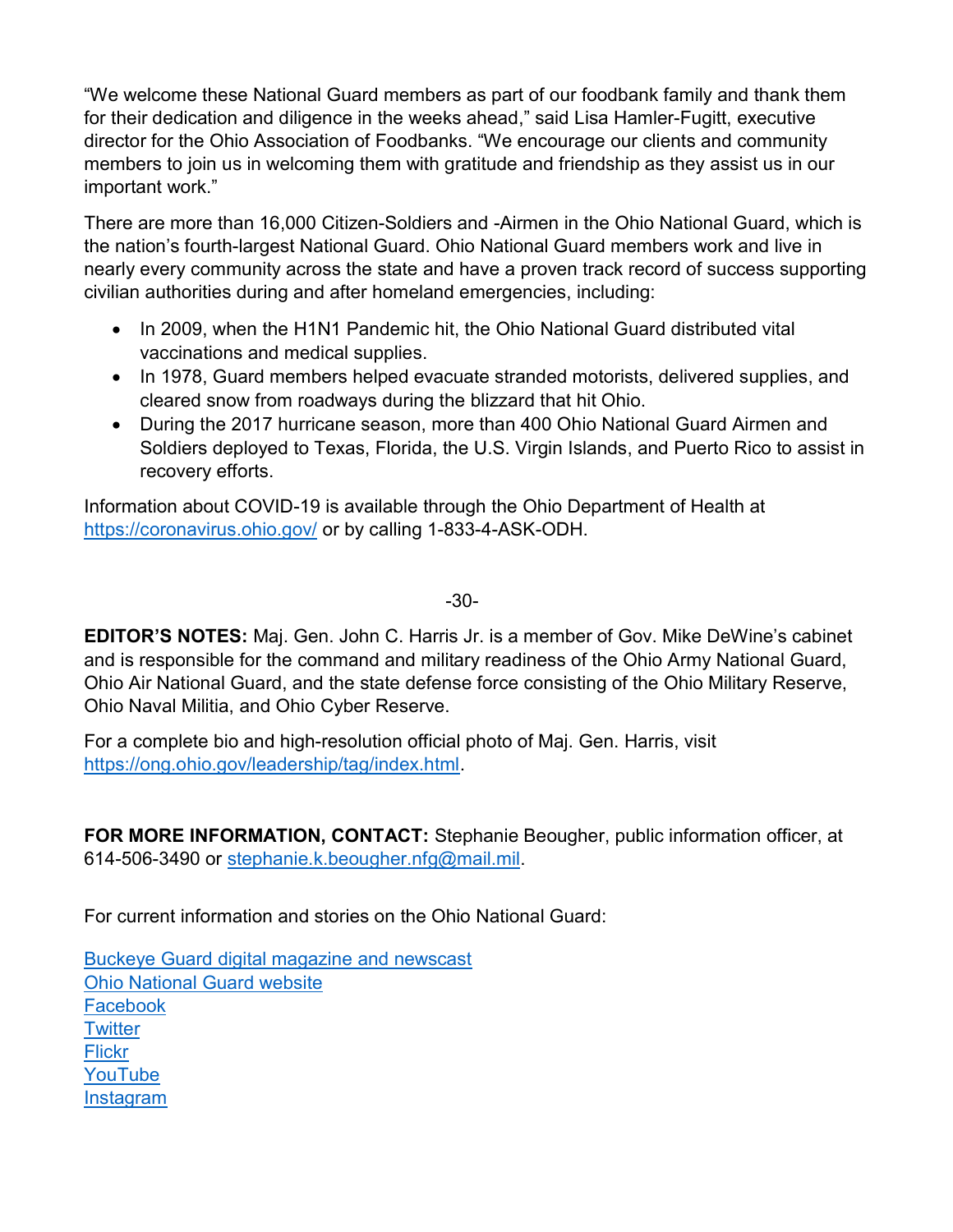“We welcome these National Guard members as part of our foodbank family and thank them for their dedication and diligence in the weeks ahead,” said Lisa Hamler-Fugitt, executive director for the Ohio Association of Foodbanks. “We encourage our clients and community members to join us in welcoming them with gratitude and friendship as they assist us in our important work.”

There are more than 16,000 Citizen-Soldiers and -Airmen in the Ohio National Guard, which is the nation’s fourth-largest National Guard. Ohio National Guard members work and live in nearly every community across the state and have a proven track record of success supporting civilian authorities during and after homeland emergencies, including:

- In 2009, when the H1N1 Pandemic hit, the Ohio National Guard distributed vital vaccinations and medical supplies.
- In 1978, Guard members helped evacuate stranded motorists, delivered supplies, and cleared snow from roadways during the blizzard that hit Ohio.
- During the 2017 hurricane season, more than 400 Ohio National Guard Airmen and Soldiers deployed to Texas, Florida, the U.S. Virgin Islands, and Puerto Rico to assist in recovery efforts.

Information about COVID-19 is available through the Ohio Department of Health at [https://coronavirus.ohio.gov/](https://coronavirus.ohio.gov/) or by calling 1-833-4-ASK-ODH.

-30-

**EDITOR’S NOTES:** Maj. Gen. John C. Harris Jr. is a member of Gov. Mike DeWine’s cabinet and is responsible for the command and military readiness of the Ohio Army National Guard, Ohio Air National Guard, and the state defense force consisting of the Ohio Military Reserve, Ohio Naval Militia, and Ohio Cyber Reserve.

For a complete bio and high-resolution official photo of Maj. Gen. Harris, visit [https://ong.ohio.gov/leadership/tag/index.html](https://ong.ohio.gov/leadership/tag/index.html).

**FOR MORE INFORMATION, CONTACT:** Stephanie Beougher, public information officer, at 614-506-3490 or [stephanie.k.beougher.nfg@mail.mil](mailto:stephanie.k.beougher.nfg@mail.mil).

For current information and stories on the Ohio National Guard:

Buckeye Guard digital magazine and newscast
Ohio National Guard website
Facebook
Twitter
Flickr
YouTube
Instagram